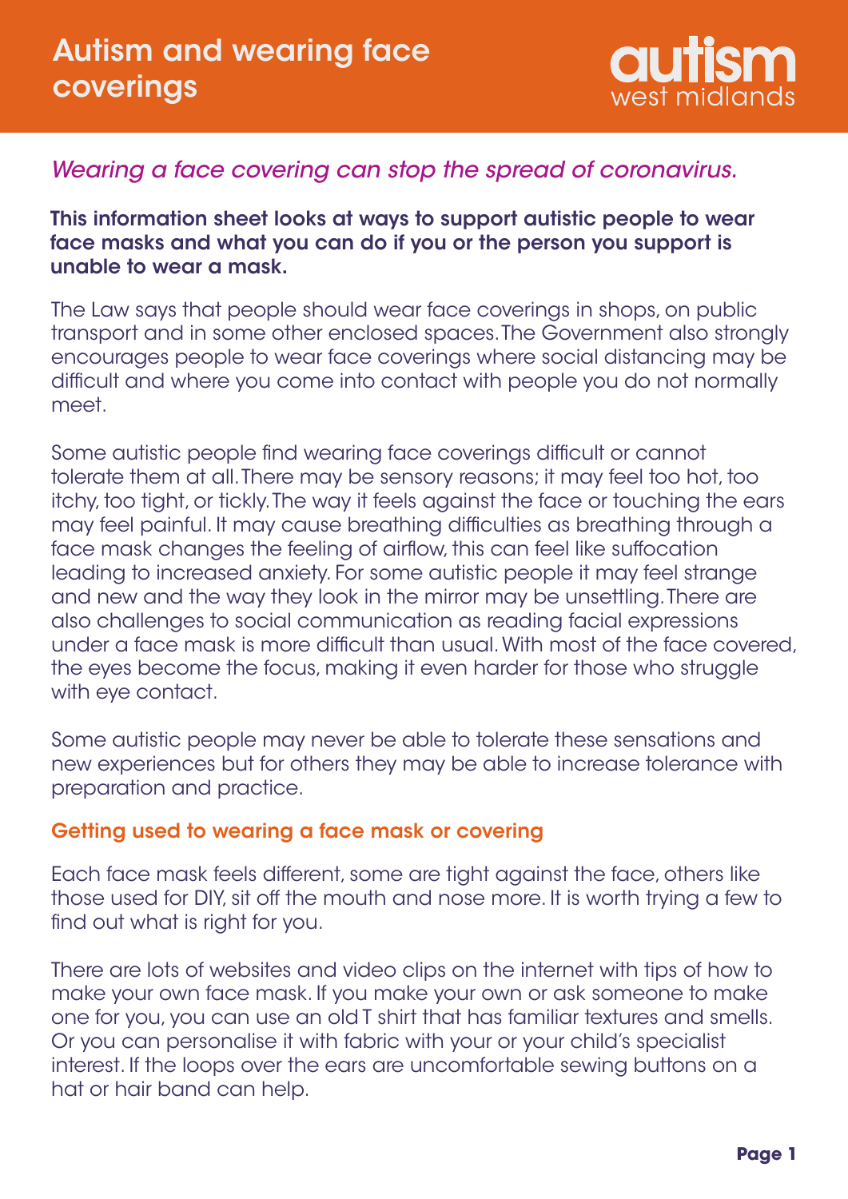# Autism and wearing face coverings

autism west midlands

*Wearing a face covering can stop the spread of coronavirus.*

**This information sheet looks at ways to support autistic people to wear face masks and what you can do if you or the person you support is unable to wear a mask.**

The Law says that people should wear face coverings in shops, on public transport and in some other enclosed spaces. The Government also strongly encourages people to wear face coverings where social distancing may be difficult and where you come into contact with people you do not normally meet.

Some autistic people find wearing face coverings difficult or cannot tolerate them at all. There may be sensory reasons; it may feel too hot, too itchy, too tight, or tickly. The way it feels against the face or touching the ears may feel painful. It may cause breathing difficulties as breathing through a face mask changes the feeling of airflow, this can feel like suffocation leading to increased anxiety. For some autistic people it may feel strange and new and the way they look in the mirror may be unsettling. There are also challenges to social communication as reading facial expressions under a face mask is more difficult than usual. With most of the face covered, the eyes become the focus, making it even harder for those who struggle with eye contact.

Some autistic people may never be able to tolerate these sensations and new experiences but for others they may be able to increase tolerance with preparation and practice.

## Getting used to wearing a face mask or covering

Each face mask feels different, some are tight against the face, others like those used for DIY, sit off the mouth and nose more. It is worth trying a few to find out what is right for you.

There are lots of websites and video clips on the internet with tips of how to make your own face mask. If you make your own or ask someone to make one for you, you can use an old T shirt that has familiar textures and smells. Or you can personalise it with fabric with your or your child's specialist interest. If the loops over the ears are uncomfortable sewing buttons on a hat or hair band can help.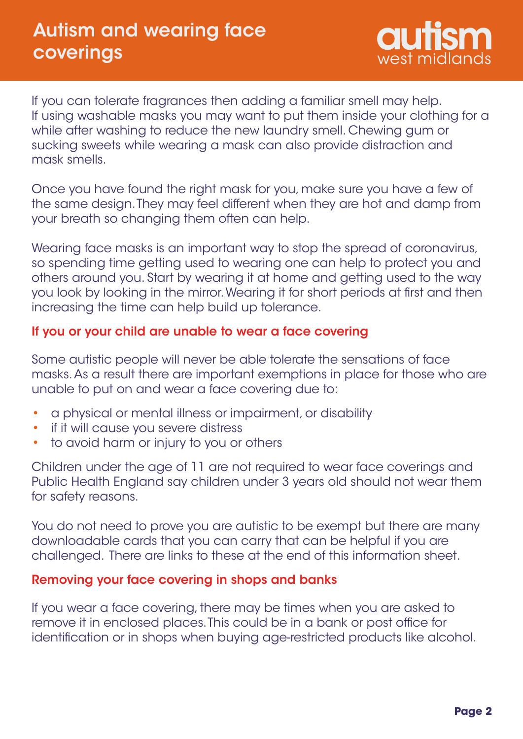If you can tolerate fragrances then adding a familiar smell may help. If using washable masks you may want to put them inside your clothing for a while after washing to reduce the new laundry smell. Chewing gum or sucking sweets while wearing a mask can also provide distraction and mask smells.

Once you have found the right mask for you, make sure you have a few of the same design. They may feel different when they are hot and damp from your breath so changing them often can help.

Wearing face masks is an important way to stop the spread of coronavirus, so spending time getting used to wearing one can help to protect you and others around you. Start by wearing it at home and getting used to the way you look by looking in the mirror. Wearing it for short periods at first and then increasing the time can help build up tolerance.

## If you or your child are unable to wear a face covering

Some autistic people will never be able tolerate the sensations of face masks. As a result there are important exemptions in place for those who are unable to put on and wear a face covering due to:

- a physical or mental illness or impairment, or disability
- if it will cause you severe distress
- to avoid harm or injury to you or others

Children under the age of 11 are not required to wear face coverings and Public Health England say children under 3 years old should not wear them for safety reasons.

You do not need to prove you are autistic to be exempt but there are many downloadable cards that you can carry that can be helpful if you are challenged. There are links to these at the end of this information sheet.

## Removing your face covering in shops and banks

If you wear a face covering, there may be times when you are asked to remove it in enclosed places. This could be in a bank or post office for identification or in shops when buying age-restricted products like alcohol.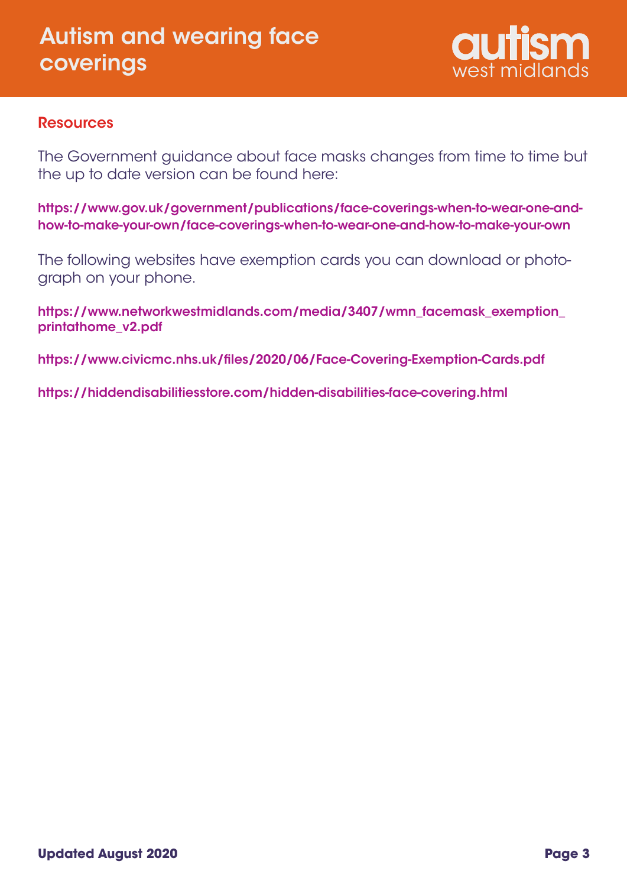## Resources

The Government guidance about face masks changes from time to time but the up to date version can be found here:

**https://www.gov.uk/government/publications/face-coverings-when-to-wear-one-and-how-to-make-your-own/face-coverings-when-to-wear-one-and-how-to-make-your-own**

The following websites have exemption cards you can download or photograph on your phone.

**https://www.networkwestmidlands.com/media/3407/wmn_facemask_exemption_printathome_v2.pdf**

**https://www.civicmc.nhs.uk/files/2020/06/Face-Covering-Exemption-Cards.pdf**

**https://hiddendisabilitiesstore.com/hidden-disabilities-face-covering.html**

**Updated August 2020**